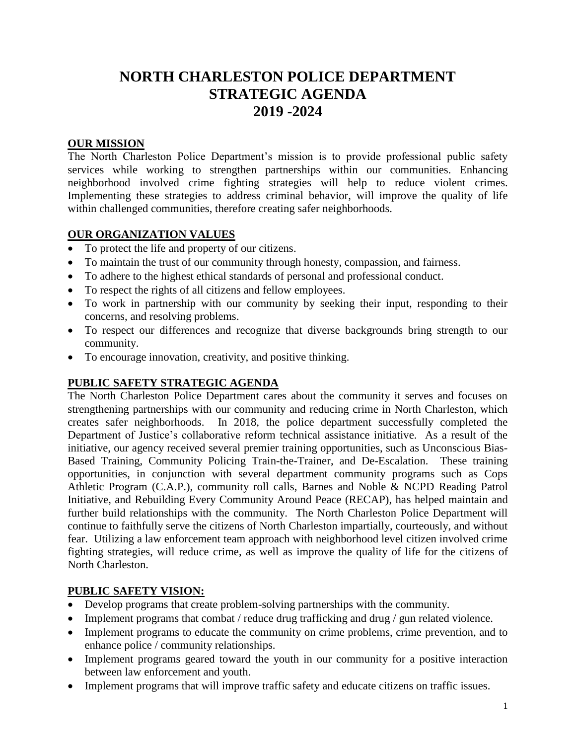# NORTH CHARLESTON POLICE DEPARTMENT STRATEGIC AGENDA 2019 -2024

## OUR MISSION

The North Charleston Police Department's mission is to provide professional public safety services while working to strengthen partnerships within our communities. Enhancing neighborhood involved crime fighting strategies will help to reduce violent crimes. Implementing these strategies to address criminal behavior, will improve the quality of life within challenged communities, therefore creating safer neighborhoods.

## OUR ORGANIZATION VALUES

- To protect the life and property of our citizens.
- To maintain the trust of our community through honesty, compassion, and fairness.
- To adhere to the highest ethical standards of personal and professional conduct.
- To respect the rights of all citizens and fellow employees.
- To work in partnership with our community by seeking their input, responding to their concerns, and resolving problems.
- To respect our differences and recognize that diverse backgrounds bring strength to our community.
- To encourage innovation, creativity, and positive thinking.

## PUBLIC SAFETY STRATEGIC AGENDA

The North Charleston Police Department cares about the community it serves and focuses on strengthening partnerships with our community and reducing crime in North Charleston, which creates safer neighborhoods. In 2018, the police department successfully completed the Department of Justice's collaborative reform technical assistance initiative. As a result of the initiative, our agency received several premier training opportunities, such as Unconscious Bias-Based Training, Community Policing Train-the-Trainer, and De-Escalation. These training opportunities, in conjunction with several department community programs such as Cops Athletic Program (C.A.P.), community roll calls, Barnes and Noble & NCPD Reading Patrol Initiative, and Rebuilding Every Community Around Peace (RECAP), has helped maintain and further build relationships with the community. The North Charleston Police Department will continue to faithfully serve the citizens of North Charleston impartially, courteously, and without fear. Utilizing a law enforcement team approach with neighborhood level citizen involved crime fighting strategies, will reduce crime, as well as improve the quality of life for the citizens of North Charleston.

## PUBLIC SAFETY VISION:

- Develop programs that create problem-solving partnerships with the community.
- Implement programs that combat / reduce drug trafficking and drug / gun related violence.
- Implement programs to educate the community on crime problems, crime prevention, and to enhance police / community relationships.
- Implement programs geared toward the youth in our community for a positive interaction between law enforcement and youth.
- Implement programs that will improve traffic safety and educate citizens on traffic issues.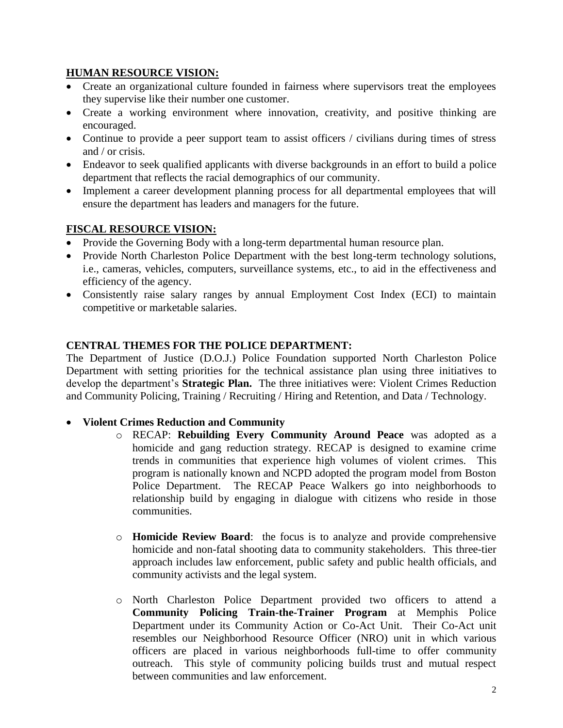## HUMAN RESOURCE VISION:

- Create an organizational culture founded in fairness where supervisors treat the employees they supervise like their number one customer.
- Create a working environment where innovation, creativity, and positive thinking are encouraged.
- Continue to provide a peer support team to assist officers / civilians during times of stress and / or crisis.
- Endeavor to seek qualified applicants with diverse backgrounds in an effort to build a police department that reflects the racial demographics of our community.
- Implement a career development planning process for all departmental employees that will ensure the department has leaders and managers for the future.

## FISCAL RESOURCE VISION:

- Provide the Governing Body with a long-term departmental human resource plan.
- Provide North Charleston Police Department with the best long-term technology solutions, i.e., cameras, vehicles, computers, surveillance systems, etc., to aid in the effectiveness and efficiency of the agency.
- Consistently raise salary ranges by annual Employment Cost Index (ECI) to maintain competitive or marketable salaries.

## CENTRAL THEMES FOR THE POLICE DEPARTMENT:

The Department of Justice (D.O.J.) Police Foundation supported North Charleston Police Department with setting priorities for the technical assistance plan using three initiatives to develop the department's **Strategic Plan.** The three initiatives were: Violent Crimes Reduction and Community Policing, Training / Recruiting / Hiring and Retention, and Data / Technology.

- **Violent Crimes Reduction and Community**
  - RECAP: **Rebuilding Every Community Around Peace** was adopted as a homicide and gang reduction strategy. RECAP is designed to examine crime trends in communities that experience high volumes of violent crimes. This program is nationally known and NCPD adopted the program model from Boston Police Department. The RECAP Peace Walkers go into neighborhoods to relationship build by engaging in dialogue with citizens who reside in those communities.
  - **Homicide Review Board**: the focus is to analyze and provide comprehensive homicide and non-fatal shooting data to community stakeholders. This three-tier approach includes law enforcement, public safety and public health officials, and community activists and the legal system.
  - North Charleston Police Department provided two officers to attend a **Community Policing Train-the-Trainer Program** at Memphis Police Department under its Community Action or Co-Act Unit. Their Co-Act unit resembles our Neighborhood Resource Officer (NRO) unit in which various officers are placed in various neighborhoods full-time to offer community outreach. This style of community policing builds trust and mutual respect between communities and law enforcement.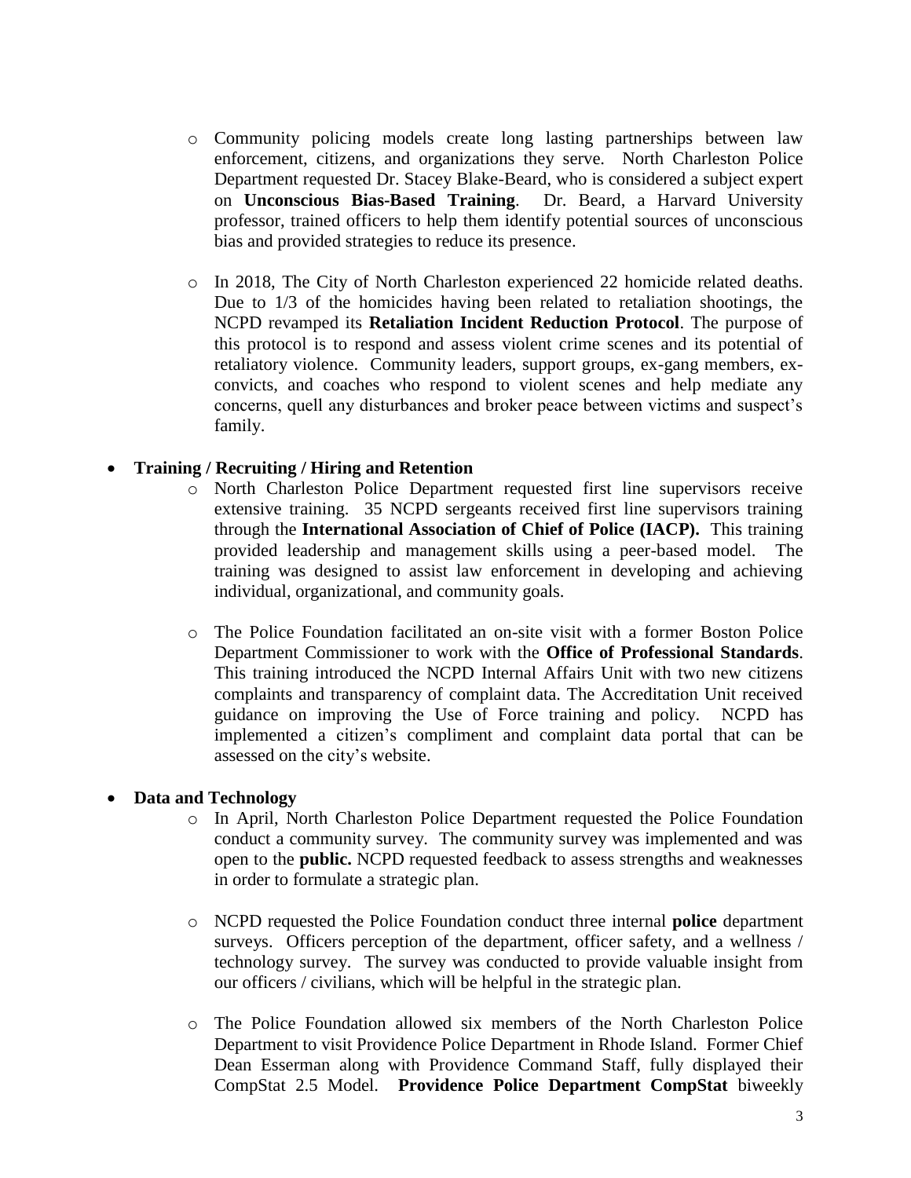- Community policing models create long lasting partnerships between law enforcement, citizens, and organizations they serve. North Charleston Police Department requested Dr. Stacey Blake-Beard, who is considered a subject expert on **Unconscious Bias-Based Training**. Dr. Beard, a Harvard University professor, trained officers to help them identify potential sources of unconscious bias and provided strategies to reduce its presence.

  - In 2018, The City of North Charleston experienced 22 homicide related deaths. Due to 1/3 of the homicides having been related to retaliation shootings, the NCPD revamped its **Retaliation Incident Reduction Protocol**. The purpose of this protocol is to respond and assess violent crime scenes and its potential of retaliatory violence. Community leaders, support groups, ex-gang members, ex-convicts, and coaches who respond to violent scenes and help mediate any concerns, quell any disturbances and broker peace between victims and suspect's family.

- **Training / Recruiting / Hiring and Retention**
  - North Charleston Police Department requested first line supervisors receive extensive training. 35 NCPD sergeants received first line supervisors training through the **International Association of Chief of Police (IACP).** This training provided leadership and management skills using a peer-based model. The training was designed to assist law enforcement in developing and achieving individual, organizational, and community goals.

  - The Police Foundation facilitated an on-site visit with a former Boston Police Department Commissioner to work with the **Office of Professional Standards**. This training introduced the NCPD Internal Affairs Unit with two new citizens complaints and transparency of complaint data. The Accreditation Unit received guidance on improving the Use of Force training and policy. NCPD has implemented a citizen's compliment and complaint data portal that can be assessed on the city's website.

- **Data and Technology**
  - In April, North Charleston Police Department requested the Police Foundation conduct a community survey. The community survey was implemented and was open to the **public.** NCPD requested feedback to assess strengths and weaknesses in order to formulate a strategic plan.

  - NCPD requested the Police Foundation conduct three internal **police** department surveys. Officers perception of the department, officer safety, and a wellness / technology survey. The survey was conducted to provide valuable insight from our officers / civilians, which will be helpful in the strategic plan.

  - The Police Foundation allowed six members of the North Charleston Police Department to visit Providence Police Department in Rhode Island. Former Chief Dean Esserman along with Providence Command Staff, fully displayed their CompStat 2.5 Model. **Providence Police Department CompStat** biweekly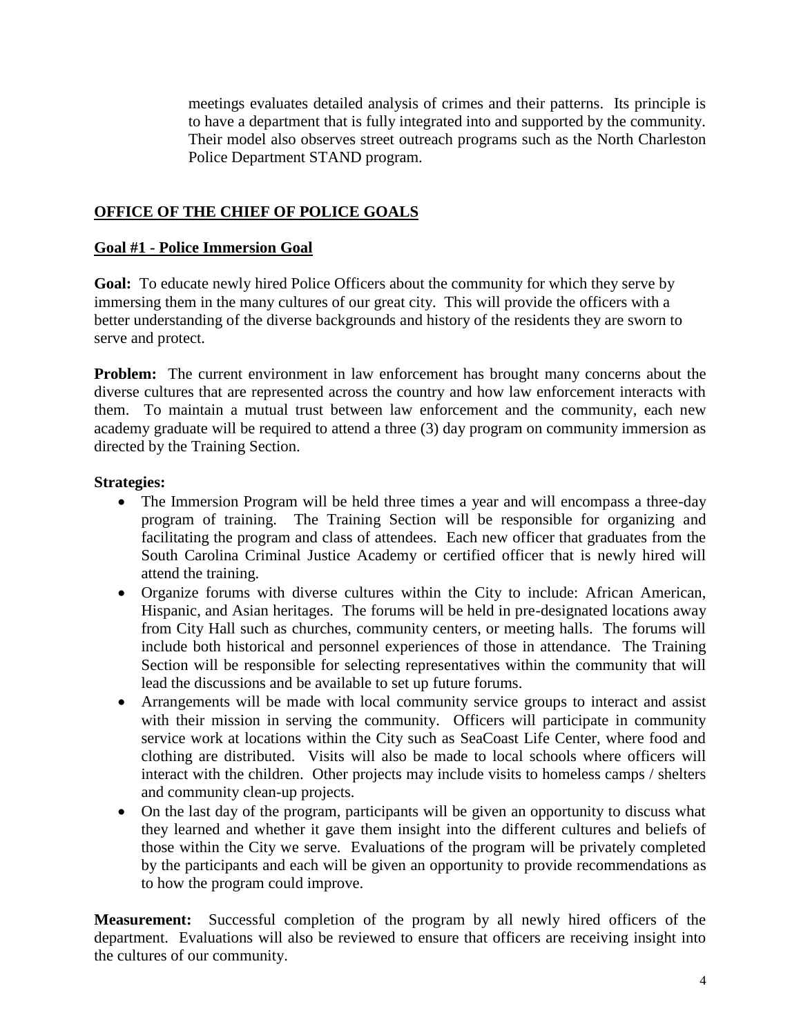meetings evaluates detailed analysis of crimes and their patterns. Its principle is to have a department that is fully integrated into and supported by the community. Their model also observes street outreach programs such as the North Charleston Police Department STAND program.

## OFFICE OF THE CHIEF OF POLICE GOALS

### Goal #1 - Police Immersion Goal

**Goal:** To educate newly hired Police Officers about the community for which they serve by immersing them in the many cultures of our great city. This will provide the officers with a better understanding of the diverse backgrounds and history of the residents they are sworn to serve and protect.

**Problem:** The current environment in law enforcement has brought many concerns about the diverse cultures that are represented across the country and how law enforcement interacts with them. To maintain a mutual trust between law enforcement and the community, each new academy graduate will be required to attend a three (3) day program on community immersion as directed by the Training Section.

**Strategies:**

- The Immersion Program will be held three times a year and will encompass a three-day program of training. The Training Section will be responsible for organizing and facilitating the program and class of attendees. Each new officer that graduates from the South Carolina Criminal Justice Academy or certified officer that is newly hired will attend the training.
- Organize forums with diverse cultures within the City to include: African American, Hispanic, and Asian heritages. The forums will be held in pre-designated locations away from City Hall such as churches, community centers, or meeting halls. The forums will include both historical and personnel experiences of those in attendance. The Training Section will be responsible for selecting representatives within the community that will lead the discussions and be available to set up future forums.
- Arrangements will be made with local community service groups to interact and assist with their mission in serving the community. Officers will participate in community service work at locations within the City such as SeaCoast Life Center, where food and clothing are distributed. Visits will also be made to local schools where officers will interact with the children. Other projects may include visits to homeless camps / shelters and community clean-up projects.
- On the last day of the program, participants will be given an opportunity to discuss what they learned and whether it gave them insight into the different cultures and beliefs of those within the City we serve. Evaluations of the program will be privately completed by the participants and each will be given an opportunity to provide recommendations as to how the program could improve.

**Measurement:** Successful completion of the program by all newly hired officers of the department. Evaluations will also be reviewed to ensure that officers are receiving insight into the cultures of our community.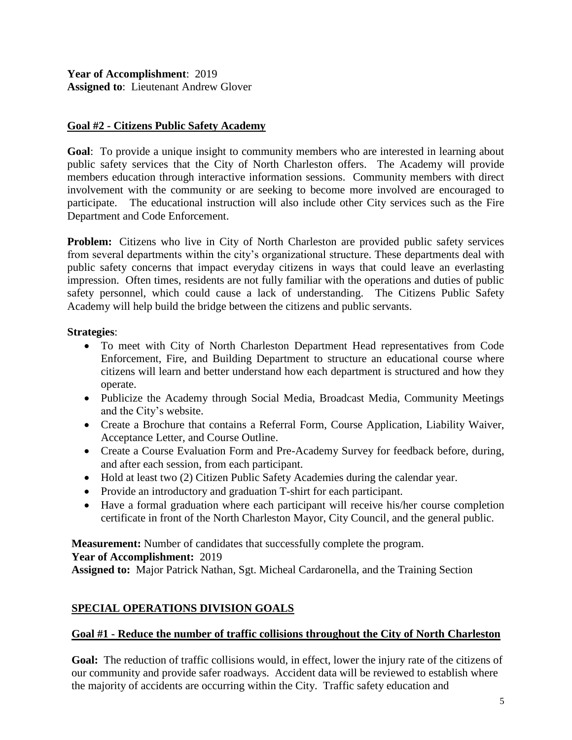**Year of Accomplishment**: 2019
**Assigned to**: Lieutenant Andrew Glover

## Goal #2 - Citizens Public Safety Academy

**Goal**: To provide a unique insight to community members who are interested in learning about public safety services that the City of North Charleston offers. The Academy will provide members education through interactive information sessions. Community members with direct involvement with the community or are seeking to become more involved are encouraged to participate. The educational instruction will also include other City services such as the Fire Department and Code Enforcement.

**Problem:** Citizens who live in City of North Charleston are provided public safety services from several departments within the city's organizational structure. These departments deal with public safety concerns that impact everyday citizens in ways that could leave an everlasting impression. Often times, residents are not fully familiar with the operations and duties of public safety personnel, which could cause a lack of understanding. The Citizens Public Safety Academy will help build the bridge between the citizens and public servants.

**Strategies**:

- To meet with City of North Charleston Department Head representatives from Code Enforcement, Fire, and Building Department to structure an educational course where citizens will learn and better understand how each department is structured and how they operate.
- Publicize the Academy through Social Media, Broadcast Media, Community Meetings and the City's website.
- Create a Brochure that contains a Referral Form, Course Application, Liability Waiver, Acceptance Letter, and Course Outline.
- Create a Course Evaluation Form and Pre-Academy Survey for feedback before, during, and after each session, from each participant.
- Hold at least two (2) Citizen Public Safety Academies during the calendar year.
- Provide an introductory and graduation T-shirt for each participant.
- Have a formal graduation where each participant will receive his/her course completion certificate in front of the North Charleston Mayor, City Council, and the general public.

**Measurement:** Number of candidates that successfully complete the program.
**Year of Accomplishment:** 2019
**Assigned to:** Major Patrick Nathan, Sgt. Micheal Cardaronella, and the Training Section

# SPECIAL OPERATIONS DIVISION GOALS

## Goal #1 - Reduce the number of traffic collisions throughout the City of North Charleston

**Goal:** The reduction of traffic collisions would, in effect, lower the injury rate of the citizens of our community and provide safer roadways. Accident data will be reviewed to establish where the majority of accidents are occurring within the City. Traffic safety education and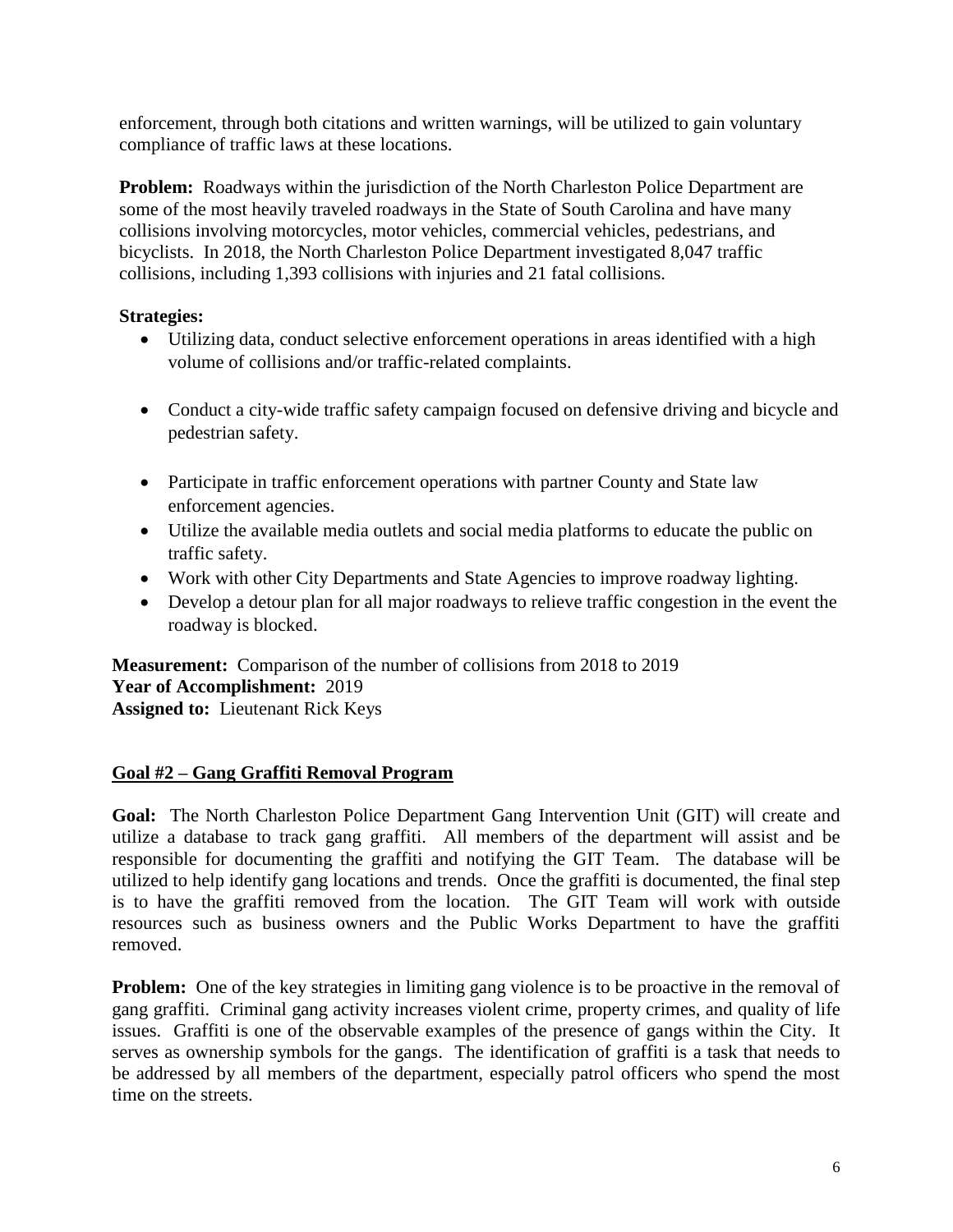enforcement, through both citations and written warnings, will be utilized to gain voluntary compliance of traffic laws at these locations.

**Problem:** Roadways within the jurisdiction of the North Charleston Police Department are some of the most heavily traveled roadways in the State of South Carolina and have many collisions involving motorcycles, motor vehicles, commercial vehicles, pedestrians, and bicyclists. In 2018, the North Charleston Police Department investigated 8,047 traffic collisions, including 1,393 collisions with injuries and 21 fatal collisions.

**Strategies:**

- Utilizing data, conduct selective enforcement operations in areas identified with a high volume of collisions and/or traffic-related complaints.
- Conduct a city-wide traffic safety campaign focused on defensive driving and bicycle and pedestrian safety.
- Participate in traffic enforcement operations with partner County and State law enforcement agencies.
- Utilize the available media outlets and social media platforms to educate the public on traffic safety.
- Work with other City Departments and State Agencies to improve roadway lighting.
- Develop a detour plan for all major roadways to relieve traffic congestion in the event the roadway is blocked.

**Measurement:** Comparison of the number of collisions from 2018 to 2019
**Year of Accomplishment:** 2019
**Assigned to:** Lieutenant Rick Keys

## Goal #2 – Gang Graffiti Removal Program

**Goal:** The North Charleston Police Department Gang Intervention Unit (GIT) will create and utilize a database to track gang graffiti. All members of the department will assist and be responsible for documenting the graffiti and notifying the GIT Team. The database will be utilized to help identify gang locations and trends. Once the graffiti is documented, the final step is to have the graffiti removed from the location. The GIT Team will work with outside resources such as business owners and the Public Works Department to have the graffiti removed.

**Problem:** One of the key strategies in limiting gang violence is to be proactive in the removal of gang graffiti. Criminal gang activity increases violent crime, property crimes, and quality of life issues. Graffiti is one of the observable examples of the presence of gangs within the City. It serves as ownership symbols for the gangs. The identification of graffiti is a task that needs to be addressed by all members of the department, especially patrol officers who spend the most time on the streets.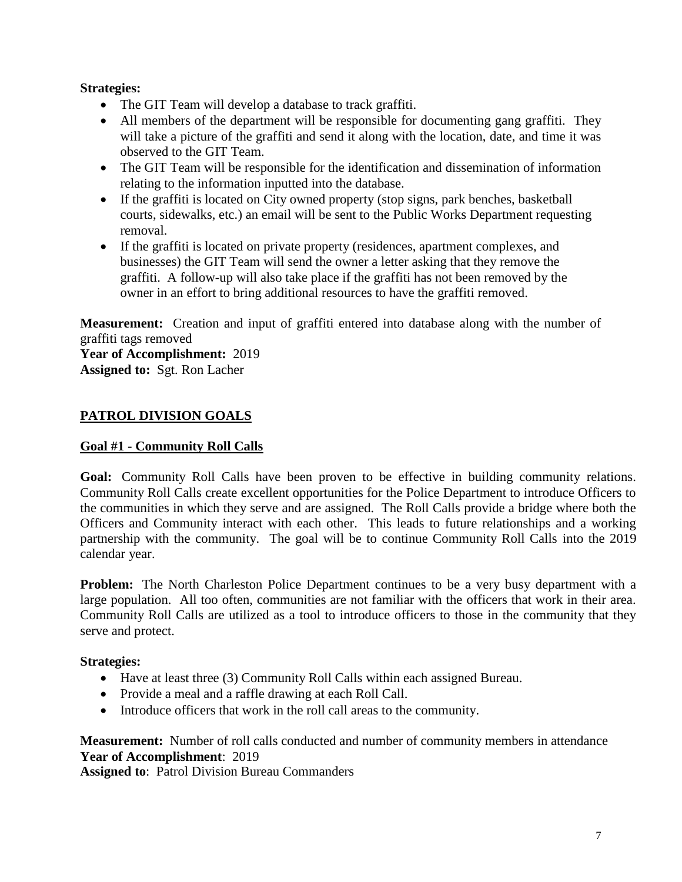**Strategies:**

- The GIT Team will develop a database to track graffiti.
- All members of the department will be responsible for documenting gang graffiti. They will take a picture of the graffiti and send it along with the location, date, and time it was observed to the GIT Team.
- The GIT Team will be responsible for the identification and dissemination of information relating to the information inputted into the database.
- If the graffiti is located on City owned property (stop signs, park benches, basketball courts, sidewalks, etc.) an email will be sent to the Public Works Department requesting removal.
- If the graffiti is located on private property (residences, apartment complexes, and businesses) the GIT Team will send the owner a letter asking that they remove the graffiti. A follow-up will also take place if the graffiti has not been removed by the owner in an effort to bring additional resources to have the graffiti removed.

**Measurement:** Creation and input of graffiti entered into database along with the number of graffiti tags removed
**Year of Accomplishment:** 2019
**Assigned to:** Sgt. Ron Lacher

## PATROL DIVISION GOALS

### Goal #1 - Community Roll Calls

**Goal:** Community Roll Calls have been proven to be effective in building community relations. Community Roll Calls create excellent opportunities for the Police Department to introduce Officers to the communities in which they serve and are assigned. The Roll Calls provide a bridge where both the Officers and Community interact with each other. This leads to future relationships and a working partnership with the community. The goal will be to continue Community Roll Calls into the 2019 calendar year.

**Problem:** The North Charleston Police Department continues to be a very busy department with a large population. All too often, communities are not familiar with the officers that work in their area. Community Roll Calls are utilized as a tool to introduce officers to those in the community that they serve and protect.

**Strategies:**

- Have at least three (3) Community Roll Calls within each assigned Bureau.
- Provide a meal and a raffle drawing at each Roll Call.
- Introduce officers that work in the roll call areas to the community.

**Measurement:** Number of roll calls conducted and number of community members in attendance
**Year of Accomplishment**: 2019
**Assigned to**: Patrol Division Bureau Commanders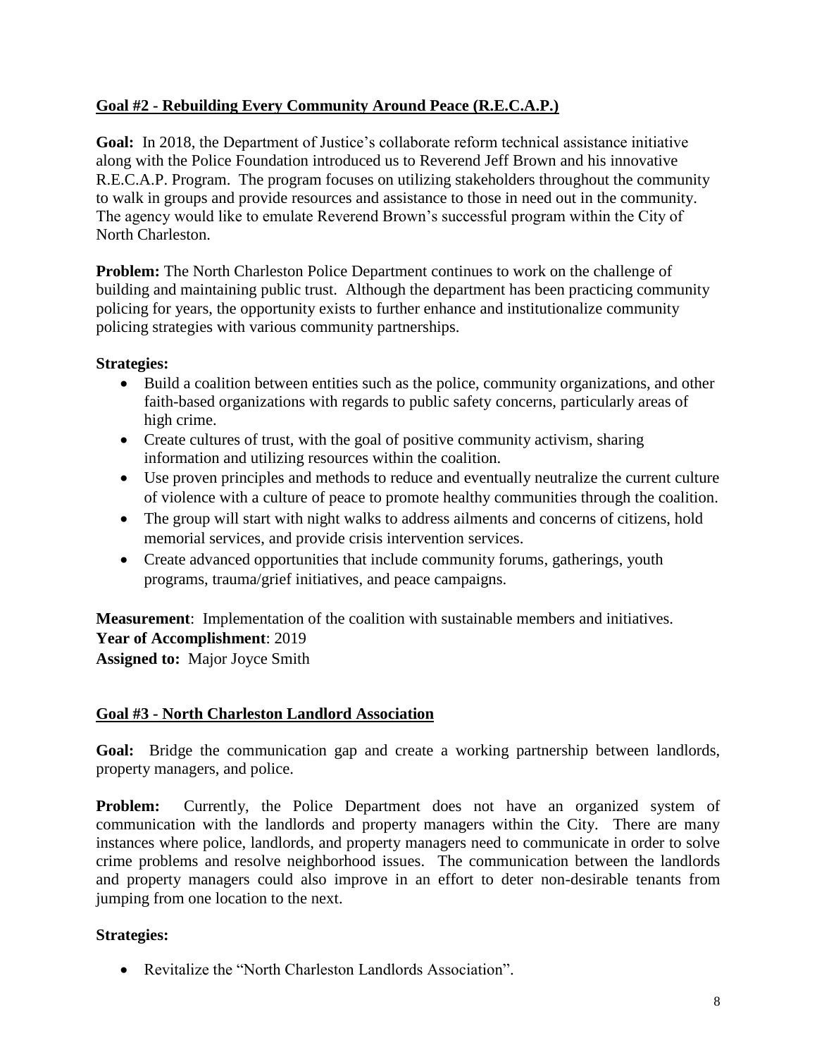## Goal #2 - Rebuilding Every Community Around Peace (R.E.C.A.P.)

**Goal:** In 2018, the Department of Justice's collaborate reform technical assistance initiative along with the Police Foundation introduced us to Reverend Jeff Brown and his innovative R.E.C.A.P. Program. The program focuses on utilizing stakeholders throughout the community to walk in groups and provide resources and assistance to those in need out in the community. The agency would like to emulate Reverend Brown's successful program within the City of North Charleston.

**Problem:** The North Charleston Police Department continues to work on the challenge of building and maintaining public trust. Although the department has been practicing community policing for years, the opportunity exists to further enhance and institutionalize community policing strategies with various community partnerships.

**Strategies:**

- Build a coalition between entities such as the police, community organizations, and other faith-based organizations with regards to public safety concerns, particularly areas of high crime.
- Create cultures of trust, with the goal of positive community activism, sharing information and utilizing resources within the coalition.
- Use proven principles and methods to reduce and eventually neutralize the current culture of violence with a culture of peace to promote healthy communities through the coalition.
- The group will start with night walks to address ailments and concerns of citizens, hold memorial services, and provide crisis intervention services.
- Create advanced opportunities that include community forums, gatherings, youth programs, trauma/grief initiatives, and peace campaigns.

**Measurement**: Implementation of the coalition with sustainable members and initiatives.
**Year of Accomplishment**: 2019
**Assigned to:** Major Joyce Smith

## Goal #3 - North Charleston Landlord Association

**Goal:** Bridge the communication gap and create a working partnership between landlords, property managers, and police.

**Problem:** Currently, the Police Department does not have an organized system of communication with the landlords and property managers within the City. There are many instances where police, landlords, and property managers need to communicate in order to solve crime problems and resolve neighborhood issues. The communication between the landlords and property managers could also improve in an effort to deter non-desirable tenants from jumping from one location to the next.

**Strategies:**

- Revitalize the "North Charleston Landlords Association".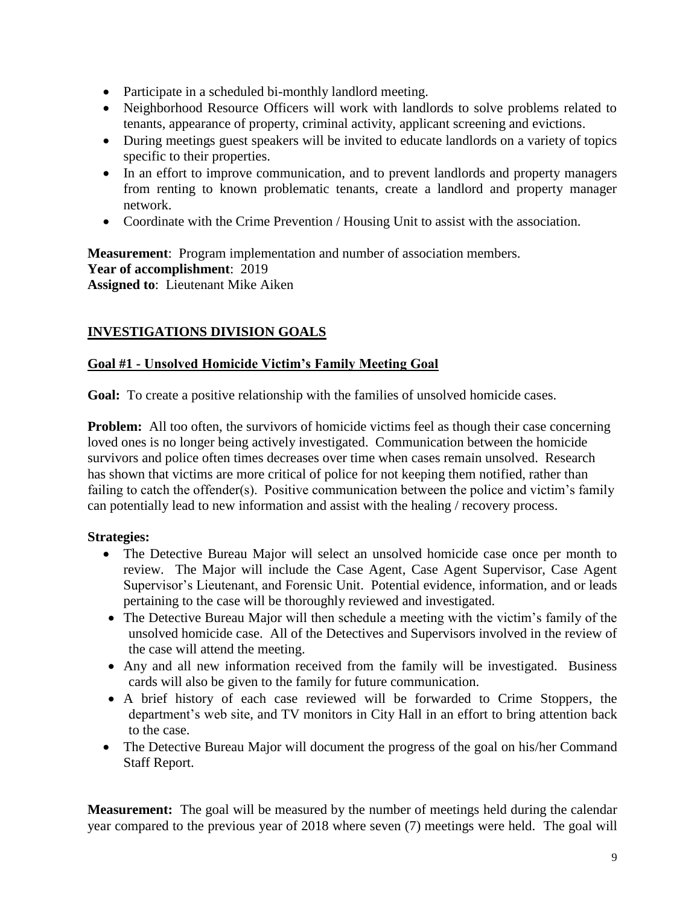- Participate in a scheduled bi-monthly landlord meeting.
- Neighborhood Resource Officers will work with landlords to solve problems related to tenants, appearance of property, criminal activity, applicant screening and evictions.
- During meetings guest speakers will be invited to educate landlords on a variety of topics specific to their properties.
- In an effort to improve communication, and to prevent landlords and property managers from renting to known problematic tenants, create a landlord and property manager network.
- Coordinate with the Crime Prevention / Housing Unit to assist with the association.

**Measurement**: Program implementation and number of association members.
**Year of accomplishment**: 2019
**Assigned to**: Lieutenant Mike Aiken

## INVESTIGATIONS DIVISION GOALS

### Goal #1 - Unsolved Homicide Victim's Family Meeting Goal

**Goal:** To create a positive relationship with the families of unsolved homicide cases.

**Problem:** All too often, the survivors of homicide victims feel as though their case concerning loved ones is no longer being actively investigated. Communication between the homicide survivors and police often times decreases over time when cases remain unsolved. Research has shown that victims are more critical of police for not keeping them notified, rather than failing to catch the offender(s). Positive communication between the police and victim's family can potentially lead to new information and assist with the healing / recovery process.

**Strategies:**

- The Detective Bureau Major will select an unsolved homicide case once per month to review. The Major will include the Case Agent, Case Agent Supervisor, Case Agent Supervisor's Lieutenant, and Forensic Unit. Potential evidence, information, and or leads pertaining to the case will be thoroughly reviewed and investigated.
- The Detective Bureau Major will then schedule a meeting with the victim's family of the unsolved homicide case. All of the Detectives and Supervisors involved in the review of the case will attend the meeting.
- Any and all new information received from the family will be investigated. Business cards will also be given to the family for future communication.
- A brief history of each case reviewed will be forwarded to Crime Stoppers, the department's web site, and TV monitors in City Hall in an effort to bring attention back to the case.
- The Detective Bureau Major will document the progress of the goal on his/her Command Staff Report.

**Measurement:** The goal will be measured by the number of meetings held during the calendar year compared to the previous year of 2018 where seven (7) meetings were held. The goal will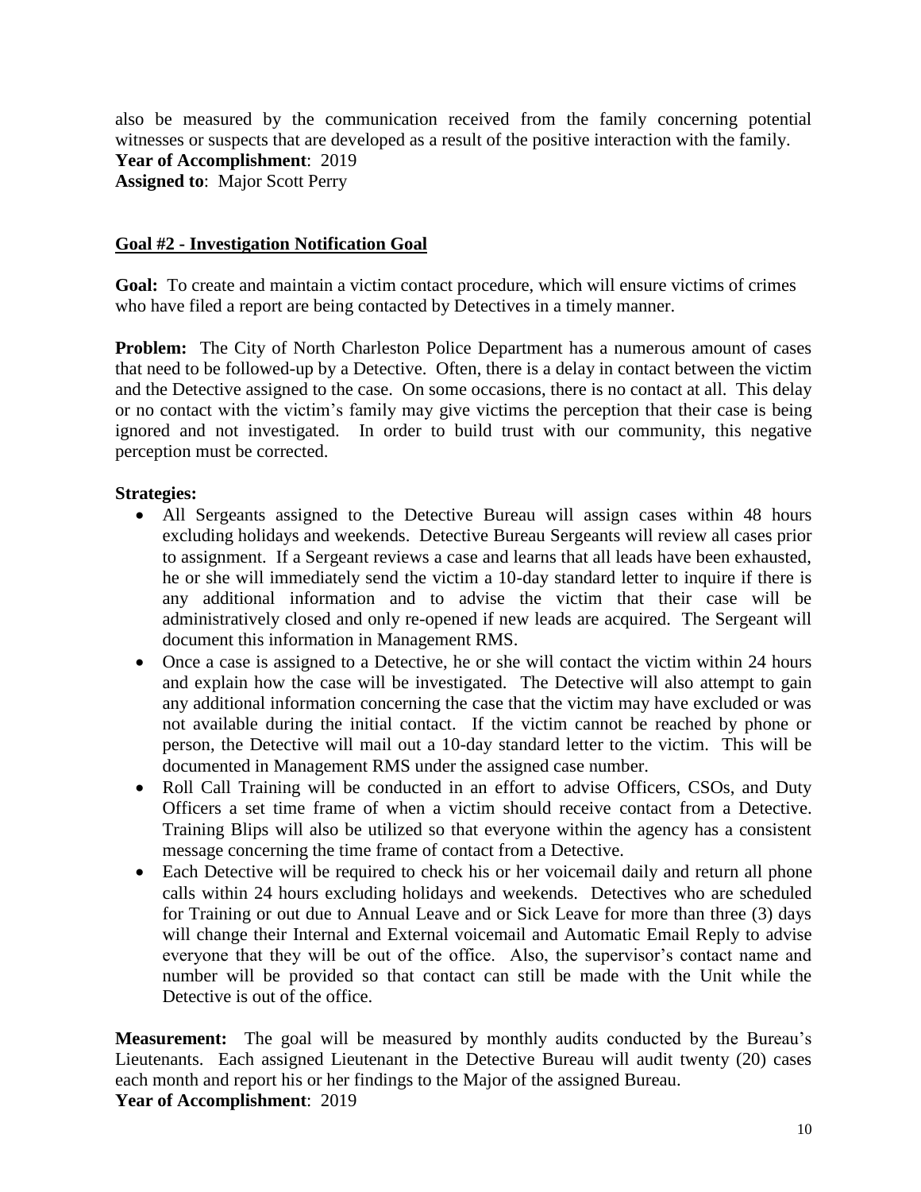also be measured by the communication received from the family concerning potential witnesses or suspects that are developed as a result of the positive interaction with the family.
**Year of Accomplishment**: 2019
**Assigned to**: Major Scott Perry

## Goal #2 - Investigation Notification Goal

**Goal:** To create and maintain a victim contact procedure, which will ensure victims of crimes who have filed a report are being contacted by Detectives in a timely manner.

**Problem:** The City of North Charleston Police Department has a numerous amount of cases that need to be followed-up by a Detective. Often, there is a delay in contact between the victim and the Detective assigned to the case. On some occasions, there is no contact at all. This delay or no contact with the victim's family may give victims the perception that their case is being ignored and not investigated. In order to build trust with our community, this negative perception must be corrected.

**Strategies:**

- All Sergeants assigned to the Detective Bureau will assign cases within 48 hours excluding holidays and weekends. Detective Bureau Sergeants will review all cases prior to assignment. If a Sergeant reviews a case and learns that all leads have been exhausted, he or she will immediately send the victim a 10-day standard letter to inquire if there is any additional information and to advise the victim that their case will be administratively closed and only re-opened if new leads are acquired. The Sergeant will document this information in Management RMS.
- Once a case is assigned to a Detective, he or she will contact the victim within 24 hours and explain how the case will be investigated. The Detective will also attempt to gain any additional information concerning the case that the victim may have excluded or was not available during the initial contact. If the victim cannot be reached by phone or person, the Detective will mail out a 10-day standard letter to the victim. This will be documented in Management RMS under the assigned case number.
- Roll Call Training will be conducted in an effort to advise Officers, CSOs, and Duty Officers a set time frame of when a victim should receive contact from a Detective. Training Blips will also be utilized so that everyone within the agency has a consistent message concerning the time frame of contact from a Detective.
- Each Detective will be required to check his or her voicemail daily and return all phone calls within 24 hours excluding holidays and weekends. Detectives who are scheduled for Training or out due to Annual Leave and or Sick Leave for more than three (3) days will change their Internal and External voicemail and Automatic Email Reply to advise everyone that they will be out of the office. Also, the supervisor's contact name and number will be provided so that contact can still be made with the Unit while the Detective is out of the office.

**Measurement:** The goal will be measured by monthly audits conducted by the Bureau's Lieutenants. Each assigned Lieutenant in the Detective Bureau will audit twenty (20) cases each month and report his or her findings to the Major of the assigned Bureau.
**Year of Accomplishment**: 2019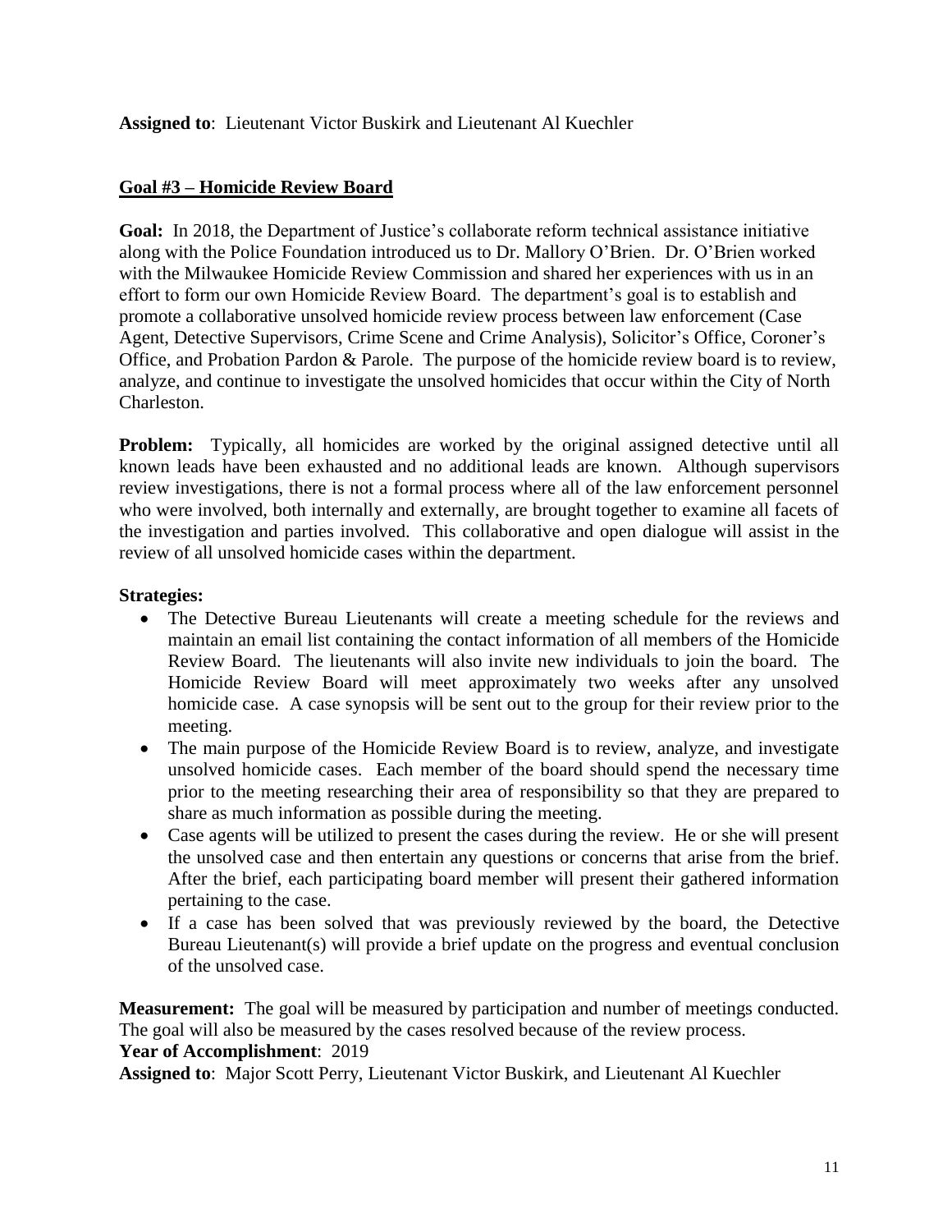**Assigned to**: Lieutenant Victor Buskirk and Lieutenant Al Kuechler

## Goal #3 – Homicide Review Board

**Goal:** In 2018, the Department of Justice's collaborate reform technical assistance initiative along with the Police Foundation introduced us to Dr. Mallory O'Brien. Dr. O'Brien worked with the Milwaukee Homicide Review Commission and shared her experiences with us in an effort to form our own Homicide Review Board. The department's goal is to establish and promote a collaborative unsolved homicide review process between law enforcement (Case Agent, Detective Supervisors, Crime Scene and Crime Analysis), Solicitor's Office, Coroner's Office, and Probation Pardon & Parole. The purpose of the homicide review board is to review, analyze, and continue to investigate the unsolved homicides that occur within the City of North Charleston.

**Problem:** Typically, all homicides are worked by the original assigned detective until all known leads have been exhausted and no additional leads are known. Although supervisors review investigations, there is not a formal process where all of the law enforcement personnel who were involved, both internally and externally, are brought together to examine all facets of the investigation and parties involved. This collaborative and open dialogue will assist in the review of all unsolved homicide cases within the department.

**Strategies:**

- The Detective Bureau Lieutenants will create a meeting schedule for the reviews and maintain an email list containing the contact information of all members of the Homicide Review Board. The lieutenants will also invite new individuals to join the board. The Homicide Review Board will meet approximately two weeks after any unsolved homicide case. A case synopsis will be sent out to the group for their review prior to the meeting.
- The main purpose of the Homicide Review Board is to review, analyze, and investigate unsolved homicide cases. Each member of the board should spend the necessary time prior to the meeting researching their area of responsibility so that they are prepared to share as much information as possible during the meeting.
- Case agents will be utilized to present the cases during the review. He or she will present the unsolved case and then entertain any questions or concerns that arise from the brief. After the brief, each participating board member will present their gathered information pertaining to the case.
- If a case has been solved that was previously reviewed by the board, the Detective Bureau Lieutenant(s) will provide a brief update on the progress and eventual conclusion of the unsolved case.

**Measurement:** The goal will be measured by participation and number of meetings conducted. The goal will also be measured by the cases resolved because of the review process.

**Year of Accomplishment**: 2019

**Assigned to**: Major Scott Perry, Lieutenant Victor Buskirk, and Lieutenant Al Kuechler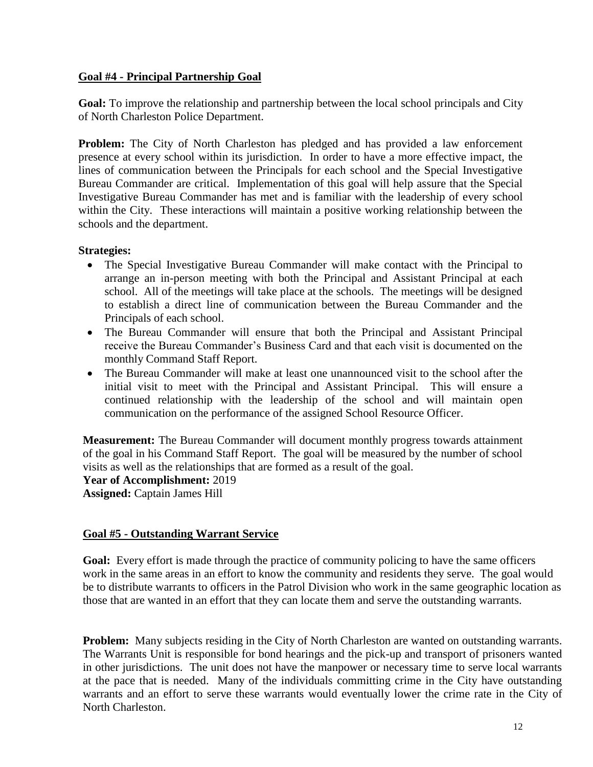## Goal #4 - Principal Partnership Goal

**Goal:** To improve the relationship and partnership between the local school principals and City of North Charleston Police Department.

**Problem:** The City of North Charleston has pledged and has provided a law enforcement presence at every school within its jurisdiction. In order to have a more effective impact, the lines of communication between the Principals for each school and the Special Investigative Bureau Commander are critical. Implementation of this goal will help assure that the Special Investigative Bureau Commander has met and is familiar with the leadership of every school within the City. These interactions will maintain a positive working relationship between the schools and the department.

**Strategies:**

- The Special Investigative Bureau Commander will make contact with the Principal to arrange an in-person meeting with both the Principal and Assistant Principal at each school. All of the meetings will take place at the schools. The meetings will be designed to establish a direct line of communication between the Bureau Commander and the Principals of each school.
- The Bureau Commander will ensure that both the Principal and Assistant Principal receive the Bureau Commander's Business Card and that each visit is documented on the monthly Command Staff Report.
- The Bureau Commander will make at least one unannounced visit to the school after the initial visit to meet with the Principal and Assistant Principal. This will ensure a continued relationship with the leadership of the school and will maintain open communication on the performance of the assigned School Resource Officer.

**Measurement:** The Bureau Commander will document monthly progress towards attainment of the goal in his Command Staff Report. The goal will be measured by the number of school visits as well as the relationships that are formed as a result of the goal.
**Year of Accomplishment:** 2019
**Assigned:** Captain James Hill

## Goal #5 - Outstanding Warrant Service

**Goal:** Every effort is made through the practice of community policing to have the same officers work in the same areas in an effort to know the community and residents they serve. The goal would be to distribute warrants to officers in the Patrol Division who work in the same geographic location as those that are wanted in an effort that they can locate them and serve the outstanding warrants.

**Problem:** Many subjects residing in the City of North Charleston are wanted on outstanding warrants. The Warrants Unit is responsible for bond hearings and the pick-up and transport of prisoners wanted in other jurisdictions. The unit does not have the manpower or necessary time to serve local warrants at the pace that is needed. Many of the individuals committing crime in the City have outstanding warrants and an effort to serve these warrants would eventually lower the crime rate in the City of North Charleston.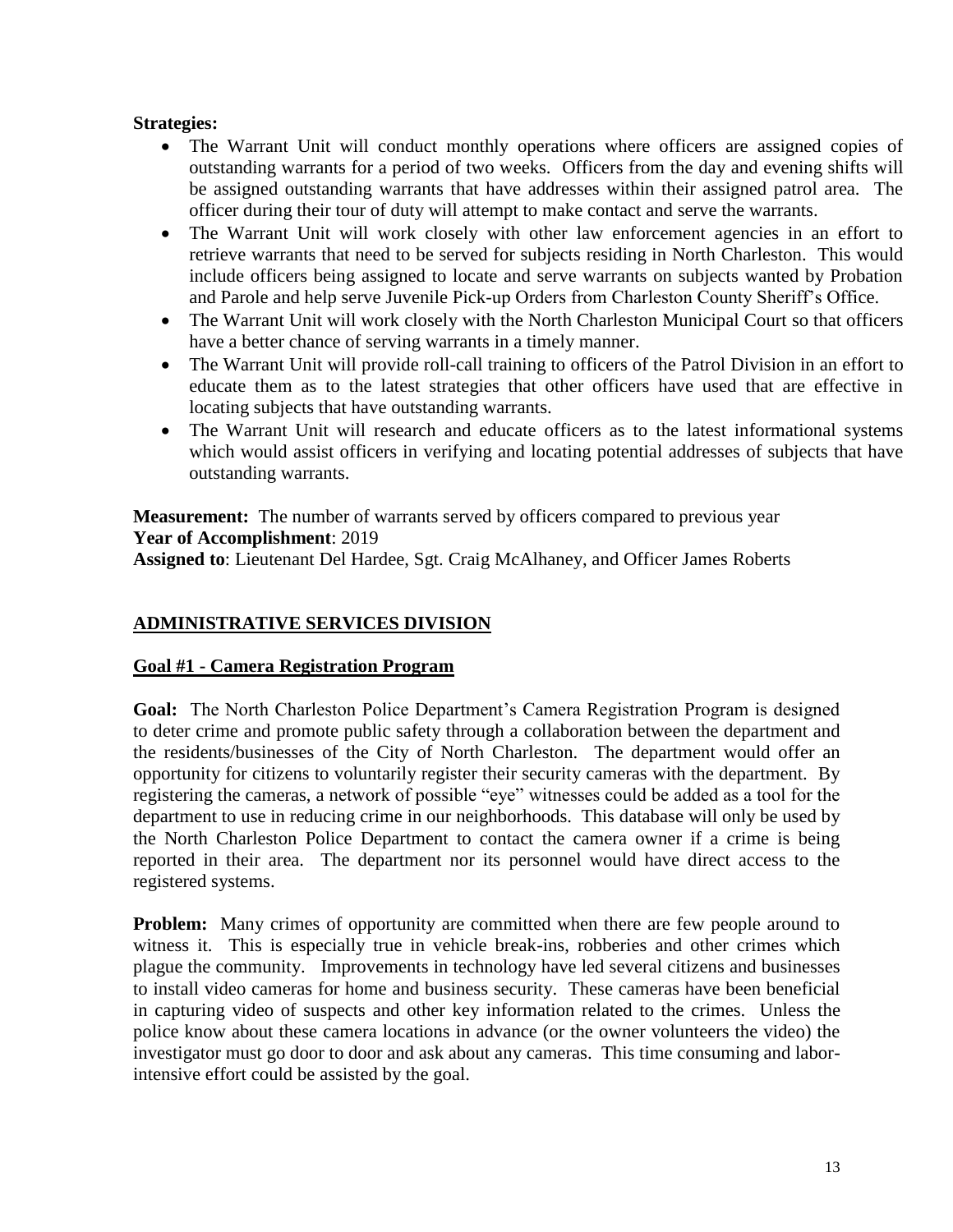**Strategies:**

- The Warrant Unit will conduct monthly operations where officers are assigned copies of outstanding warrants for a period of two weeks. Officers from the day and evening shifts will be assigned outstanding warrants that have addresses within their assigned patrol area. The officer during their tour of duty will attempt to make contact and serve the warrants.
- The Warrant Unit will work closely with other law enforcement agencies in an effort to retrieve warrants that need to be served for subjects residing in North Charleston. This would include officers being assigned to locate and serve warrants on subjects wanted by Probation and Parole and help serve Juvenile Pick-up Orders from Charleston County Sheriff's Office.
- The Warrant Unit will work closely with the North Charleston Municipal Court so that officers have a better chance of serving warrants in a timely manner.
- The Warrant Unit will provide roll-call training to officers of the Patrol Division in an effort to educate them as to the latest strategies that other officers have used that are effective in locating subjects that have outstanding warrants.
- The Warrant Unit will research and educate officers as to the latest informational systems which would assist officers in verifying and locating potential addresses of subjects that have outstanding warrants.

**Measurement:** The number of warrants served by officers compared to previous year
**Year of Accomplishment**: 2019
**Assigned to**: Lieutenant Del Hardee, Sgt. Craig McAlhaney, and Officer James Roberts

## ADMINISTRATIVE SERVICES DIVISION

### Goal #1 - Camera Registration Program

**Goal:** The North Charleston Police Department's Camera Registration Program is designed to deter crime and promote public safety through a collaboration between the department and the residents/businesses of the City of North Charleston. The department would offer an opportunity for citizens to voluntarily register their security cameras with the department. By registering the cameras, a network of possible "eye" witnesses could be added as a tool for the department to use in reducing crime in our neighborhoods. This database will only be used by the North Charleston Police Department to contact the camera owner if a crime is being reported in their area. The department nor its personnel would have direct access to the registered systems.

**Problem:** Many crimes of opportunity are committed when there are few people around to witness it. This is especially true in vehicle break-ins, robberies and other crimes which plague the community. Improvements in technology have led several citizens and businesses to install video cameras for home and business security. These cameras have been beneficial in capturing video of suspects and other key information related to the crimes. Unless the police know about these camera locations in advance (or the owner volunteers the video) the investigator must go door to door and ask about any cameras. This time consuming and labor-intensive effort could be assisted by the goal.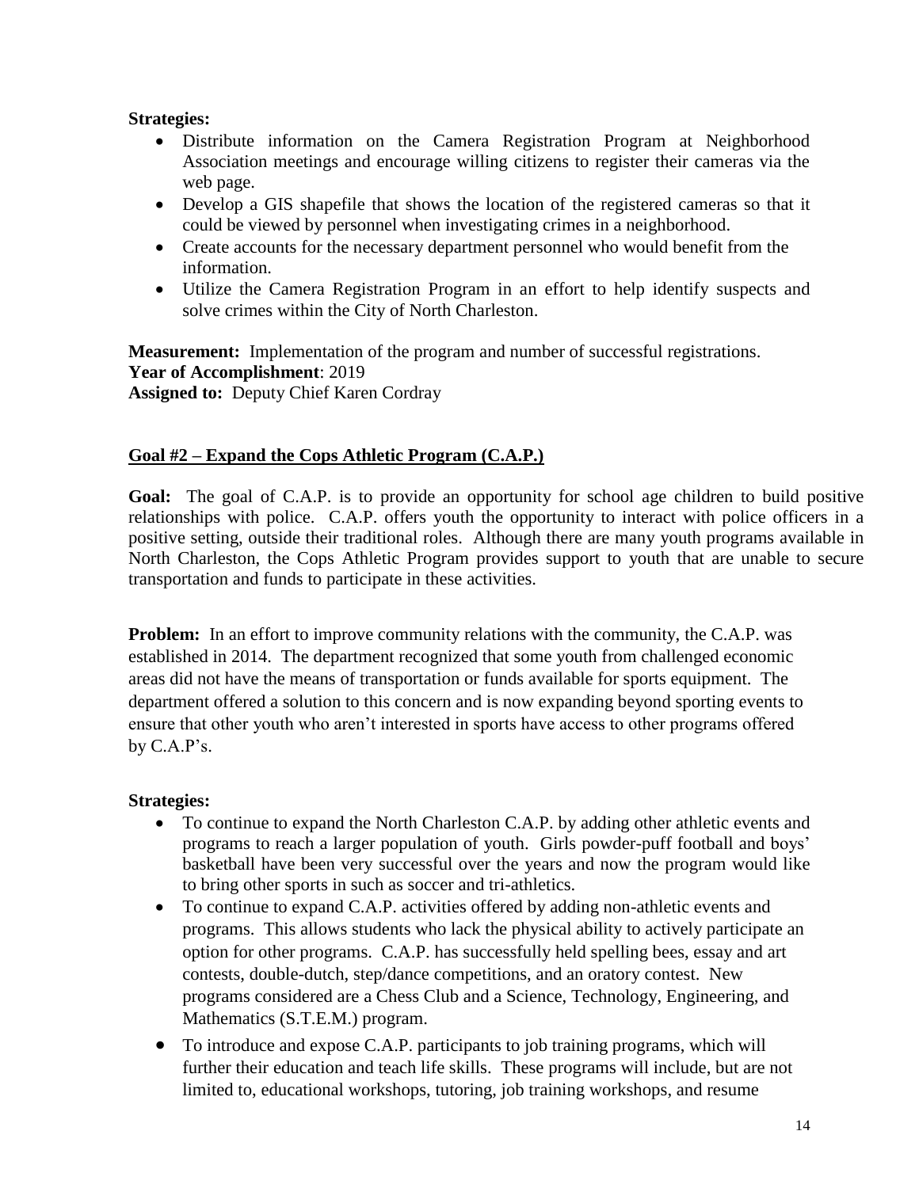**Strategies:**

- Distribute information on the Camera Registration Program at Neighborhood Association meetings and encourage willing citizens to register their cameras via the web page.
- Develop a GIS shapefile that shows the location of the registered cameras so that it could be viewed by personnel when investigating crimes in a neighborhood.
- Create accounts for the necessary department personnel who would benefit from the information.
- Utilize the Camera Registration Program in an effort to help identify suspects and solve crimes within the City of North Charleston.

**Measurement:** Implementation of the program and number of successful registrations.
**Year of Accomplishment**: 2019
**Assigned to:** Deputy Chief Karen Cordray

## Goal #2 – Expand the Cops Athletic Program (C.A.P.)

**Goal:** The goal of C.A.P. is to provide an opportunity for school age children to build positive relationships with police. C.A.P. offers youth the opportunity to interact with police officers in a positive setting, outside their traditional roles. Although there are many youth programs available in North Charleston, the Cops Athletic Program provides support to youth that are unable to secure transportation and funds to participate in these activities.

**Problem:** In an effort to improve community relations with the community, the C.A.P. was established in 2014. The department recognized that some youth from challenged economic areas did not have the means of transportation or funds available for sports equipment. The department offered a solution to this concern and is now expanding beyond sporting events to ensure that other youth who aren't interested in sports have access to other programs offered by C.A.P's.

**Strategies:**

- To continue to expand the North Charleston C.A.P. by adding other athletic events and programs to reach a larger population of youth. Girls powder-puff football and boys' basketball have been very successful over the years and now the program would like to bring other sports in such as soccer and tri-athletics.
- To continue to expand C.A.P. activities offered by adding non-athletic events and programs. This allows students who lack the physical ability to actively participate an option for other programs. C.A.P. has successfully held spelling bees, essay and art contests, double-dutch, step/dance competitions, and an oratory contest. New programs considered are a Chess Club and a Science, Technology, Engineering, and Mathematics (S.T.E.M.) program.
- To introduce and expose C.A.P. participants to job training programs, which will further their education and teach life skills. These programs will include, but are not limited to, educational workshops, tutoring, job training workshops, and resume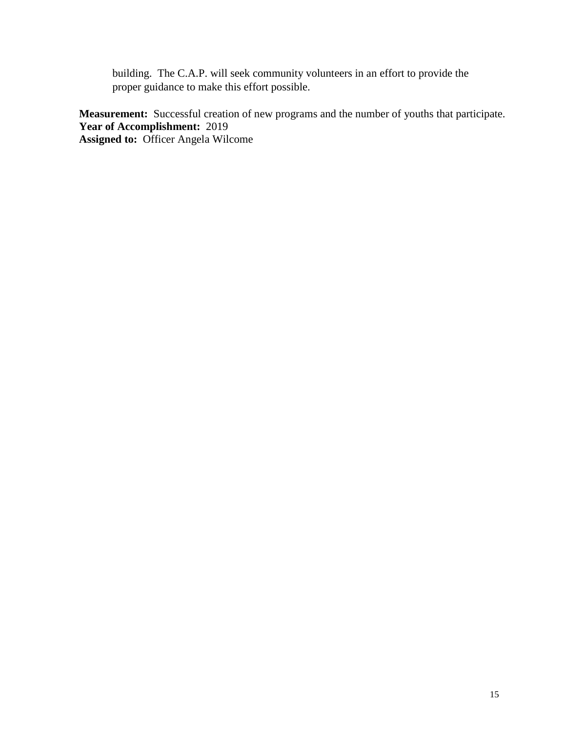building. The C.A.P. will seek community volunteers in an effort to provide the proper guidance to make this effort possible.

**Measurement:** Successful creation of new programs and the number of youths that participate.
**Year of Accomplishment:** 2019
**Assigned to:** Officer Angela Wilcome